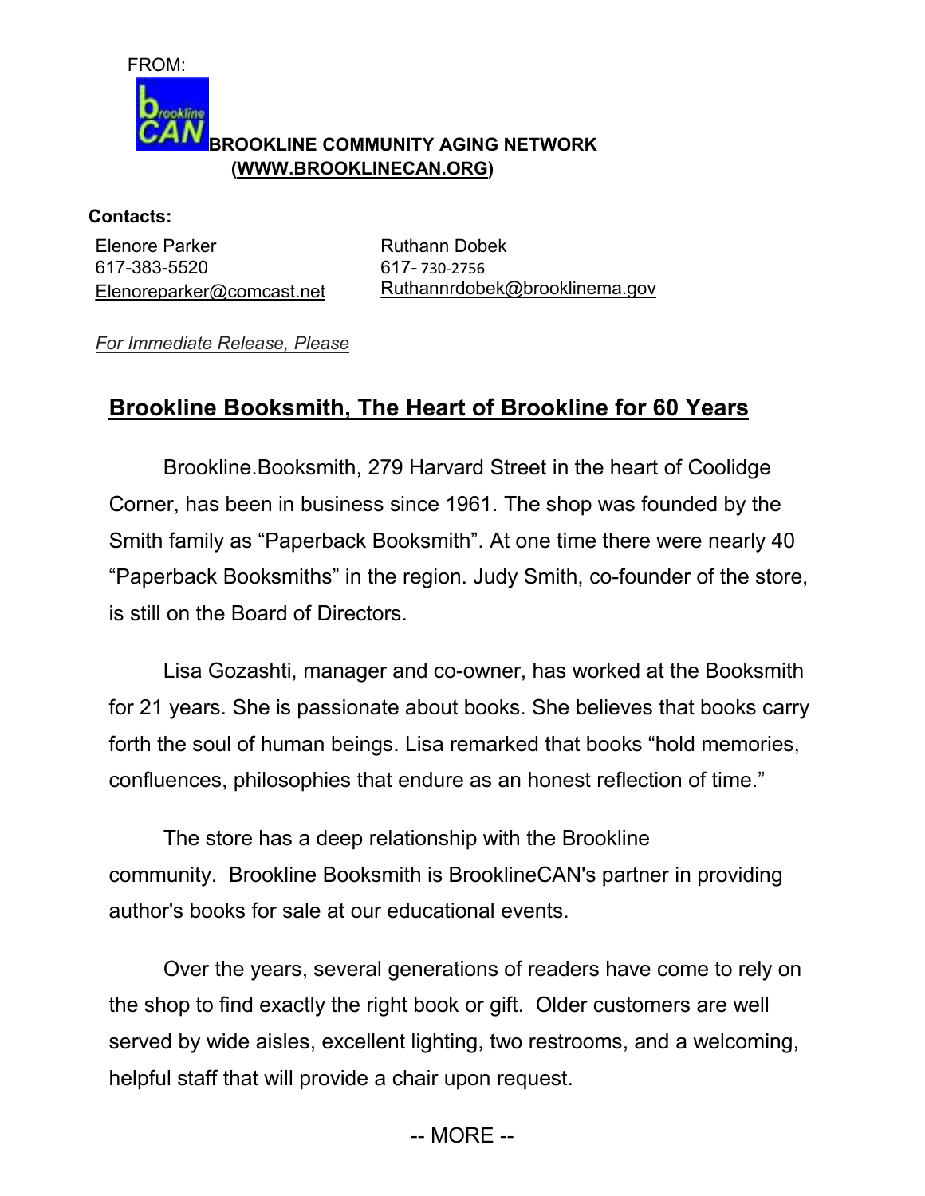FROM:

**BROOKLINE COMMUNITY AGING NETWORK**
**(WWW.BROOKLINECAN.ORG)**

**Contacts:**

Elenore Parker
617-383-5520
Elenoreparker@comcast.net

Ruthann Dobek
617- 730-2756
Ruthannrdobek@brooklinema.gov

*For Immediate Release, Please*

## Brookline Booksmith, The Heart of Brookline for 60 Years

Brookline.Booksmith, 279 Harvard Street in the heart of Coolidge Corner, has been in business since 1961. The shop was founded by the Smith family as "Paperback Booksmith". At one time there were nearly 40 "Paperback Booksmiths" in the region. Judy Smith, co-founder of the store, is still on the Board of Directors.

Lisa Gozashti, manager and co-owner, has worked at the Booksmith for 21 years. She is passionate about books. She believes that books carry forth the soul of human beings. Lisa remarked that books "hold memories, confluences, philosophies that endure as an honest reflection of time."

The store has a deep relationship with the Brookline community. Brookline Booksmith is BrooklineCAN's partner in providing author's books for sale at our educational events.

Over the years, several generations of readers have come to rely on the shop to find exactly the right book or gift. Older customers are well served by wide aisles, excellent lighting, two restrooms, and a welcoming, helpful staff that will provide a chair upon request.

-- MORE --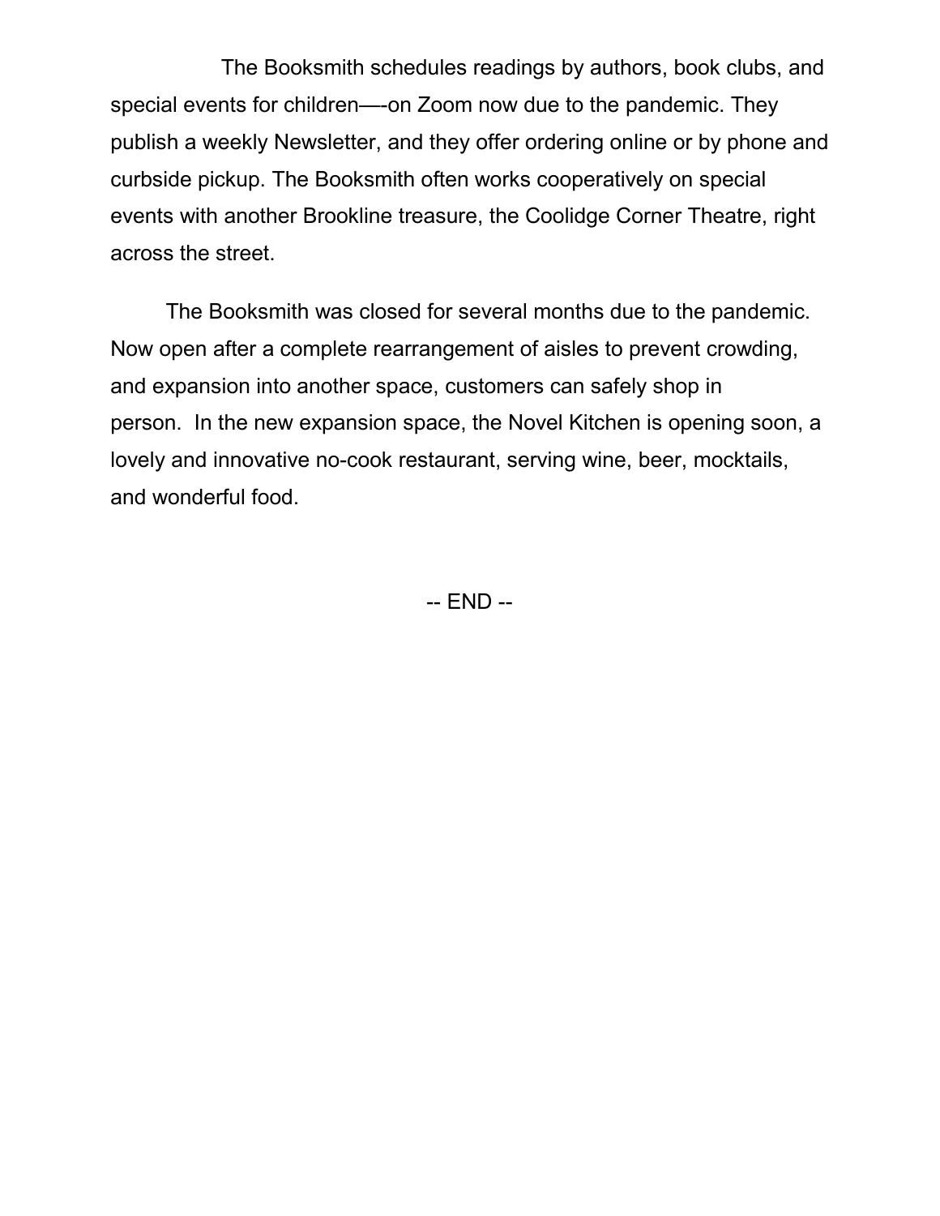The Booksmith schedules readings by authors, book clubs, and special events for children—-on Zoom now due to the pandemic. They publish a weekly Newsletter, and they offer ordering online or by phone and curbside pickup. The Booksmith often works cooperatively on special events with another Brookline treasure, the Coolidge Corner Theatre, right across the street.

The Booksmith was closed for several months due to the pandemic. Now open after a complete rearrangement of aisles to prevent crowding, and expansion into another space, customers can safely shop in person.  In the new expansion space, the Novel Kitchen is opening soon, a lovely and innovative no-cook restaurant, serving wine, beer, mocktails, and wonderful food.

-- END --